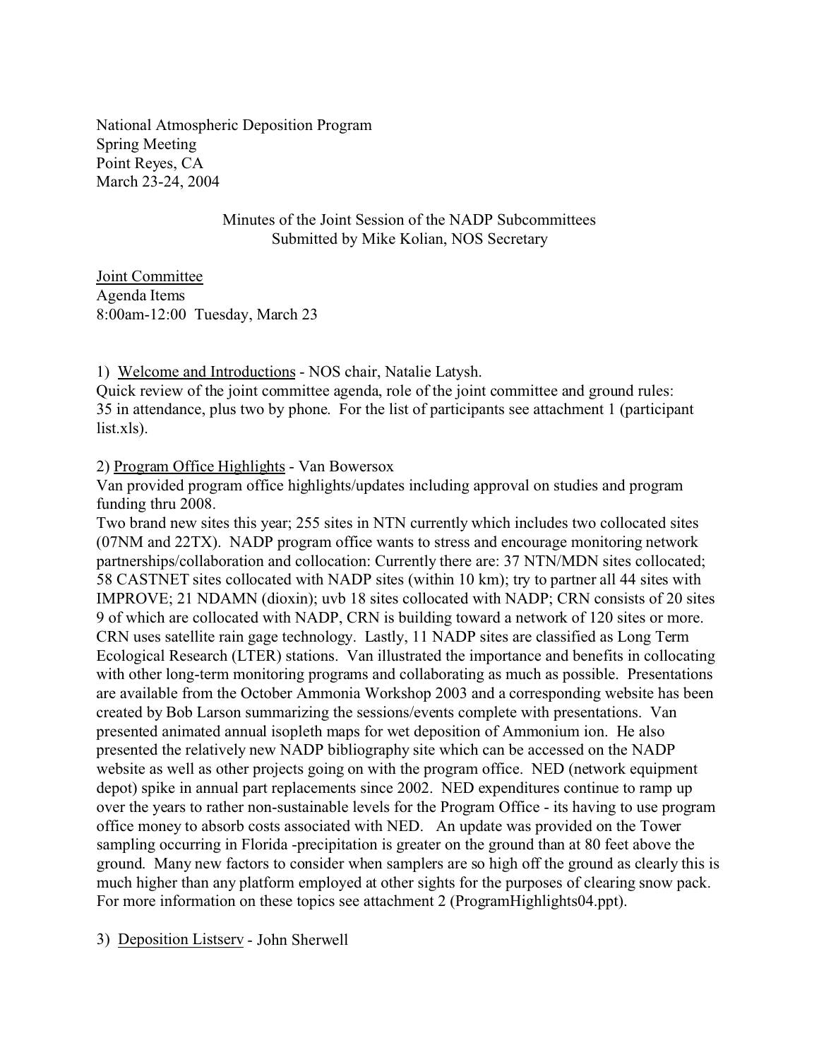National Atmospheric Deposition Program
Spring Meeting
Point Reyes, CA
March 23-24, 2004

Minutes of the Joint Session of the NADP Subcommittees
Submitted by Mike Kolian, NOS Secretary

Joint Committee
Agenda Items
8:00am-12:00 Tuesday, March 23

1) Welcome and Introductions - NOS chair, Natalie Latysh.
Quick review of the joint committee agenda, role of the joint committee and ground rules: 35 in attendance, plus two by phone. For the list of participants see attachment 1 (participant list.xls).

2) Program Office Highlights - Van Bowersox
Van provided program office highlights/updates including approval on studies and program funding thru 2008.
Two brand new sites this year; 255 sites in NTN currently which includes two collocated sites (07NM and 22TX). NADP program office wants to stress and encourage monitoring network partnerships/collaboration and collocation: Currently there are: 37 NTN/MDN sites collocated; 58 CASTNET sites collocated with NADP sites (within 10 km); try to partner all 44 sites with IMPROVE; 21 NDAMN (dioxin); uvb 18 sites collocated with NADP; CRN consists of 20 sites 9 of which are collocated with NADP, CRN is building toward a network of 120 sites or more. CRN uses satellite rain gage technology. Lastly, 11 NADP sites are classified as Long Term Ecological Research (LTER) stations. Van illustrated the importance and benefits in collocating with other long-term monitoring programs and collaborating as much as possible. Presentations are available from the October Ammonia Workshop 2003 and a corresponding website has been created by Bob Larson summarizing the sessions/events complete with presentations. Van presented animated annual isopleth maps for wet deposition of Ammonium ion. He also presented the relatively new NADP bibliography site which can be accessed on the NADP website as well as other projects going on with the program office. NED (network equipment depot) spike in annual part replacements since 2002. NED expenditures continue to ramp up over the years to rather non-sustainable levels for the Program Office - its having to use program office money to absorb costs associated with NED. An update was provided on the Tower sampling occurring in Florida -precipitation is greater on the ground than at 80 feet above the ground. Many new factors to consider when samplers are so high off the ground as clearly this is much higher than any platform employed at other sights for the purposes of clearing snow pack. For more information on these topics see attachment 2 (ProgramHighlights04.ppt).

3) Deposition Listserv - John Sherwell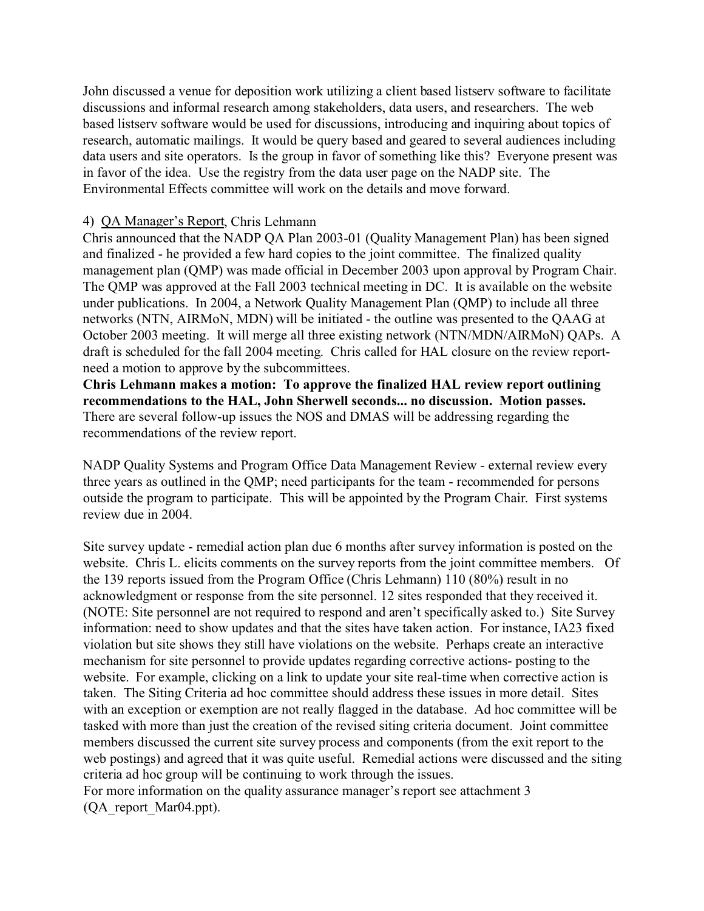John discussed a venue for deposition work utilizing a client based listserv software to facilitate discussions and informal research among stakeholders, data users, and researchers. The web based listserv software would be used for discussions, introducing and inquiring about topics of research, automatic mailings. It would be query based and geared to several audiences including data users and site operators. Is the group in favor of something like this? Everyone present was in favor of the idea. Use the registry from the data user page on the NADP site. The Environmental Effects committee will work on the details and move forward.

4) QA Manager's Report, Chris Lehmann

Chris announced that the NADP QA Plan 2003-01 (Quality Management Plan) has been signed and finalized - he provided a few hard copies to the joint committee. The finalized quality management plan (QMP) was made official in December 2003 upon approval by Program Chair. The QMP was approved at the Fall 2003 technical meeting in DC. It is available on the website under publications. In 2004, a Network Quality Management Plan (QMP) to include all three networks (NTN, AIRMoN, MDN) will be initiated - the outline was presented to the QAAG at October 2003 meeting. It will merge all three existing network (NTN/MDN/AIRMoN) QAPs. A draft is scheduled for the fall 2004 meeting. Chris called for HAL closure on the review report- need a motion to approve by the subcommittees.

**Chris Lehmann makes a motion: To approve the finalized HAL review report outlining recommendations to the HAL, John Sherwell seconds... no discussion. Motion passes.**
There are several follow-up issues the NOS and DMAS will be addressing regarding the recommendations of the review report.

NADP Quality Systems and Program Office Data Management Review - external review every three years as outlined in the QMP; need participants for the team - recommended for persons outside the program to participate. This will be appointed by the Program Chair. First systems review due in 2004.

Site survey update - remedial action plan due 6 months after survey information is posted on the website. Chris L. elicits comments on the survey reports from the joint committee members. Of the 139 reports issued from the Program Office (Chris Lehmann) 110 (80%) result in no acknowledgment or response from the site personnel. 12 sites responded that they received it. (NOTE: Site personnel are not required to respond and aren't specifically asked to.) Site Survey information: need to show updates and that the sites have taken action. For instance, IA23 fixed violation but site shows they still have violations on the website. Perhaps create an interactive mechanism for site personnel to provide updates regarding corrective actions- posting to the website. For example, clicking on a link to update your site real-time when corrective action is taken. The Siting Criteria ad hoc committee should address these issues in more detail. Sites with an exception or exemption are not really flagged in the database. Ad hoc committee will be tasked with more than just the creation of the revised siting criteria document. Joint committee members discussed the current site survey process and components (from the exit report to the web postings) and agreed that it was quite useful. Remedial actions were discussed and the siting criteria ad hoc group will be continuing to work through the issues.
For more information on the quality assurance manager's report see attachment 3 (QA_report_Mar04.ppt).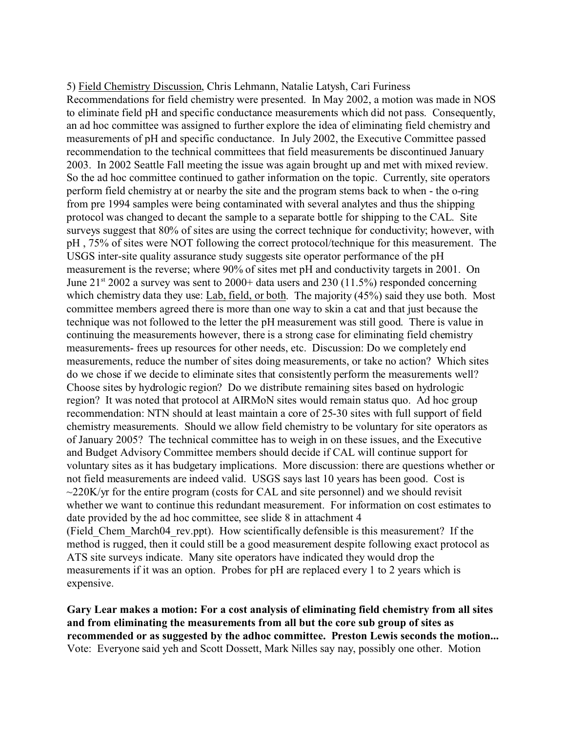5) <u>Field Chemistry Discussion</u>, Chris Lehmann, Natalie Latysh, Cari Furiness

Recommendations for field chemistry were presented. In May 2002, a motion was made in NOS to eliminate field pH and specific conductance measurements which did not pass. Consequently, an ad hoc committee was assigned to further explore the idea of eliminating field chemistry and measurements of pH and specific conductance. In July 2002, the Executive Committee passed recommendation to the technical committees that field measurements be discontinued January 2003. In 2002 Seattle Fall meeting the issue was again brought up and met with mixed review. So the ad hoc committee continued to gather information on the topic. Currently, site operators perform field chemistry at or nearby the site and the program stems back to when - the o-ring from pre 1994 samples were being contaminated with several analytes and thus the shipping protocol was changed to decant the sample to a separate bottle for shipping to the CAL. Site surveys suggest that 80% of sites are using the correct technique for conductivity; however, with pH , 75% of sites were NOT following the correct protocol/technique for this measurement. The USGS inter-site quality assurance study suggests site operator performance of the pH measurement is the reverse; where 90% of sites met pH and conductivity targets in 2001. On June 21st 2002 a survey was sent to 2000+ data users and 230 (11.5%) responded concerning which chemistry data they use: <u>Lab, field, or both</u>. The majority (45%) said they use both. Most committee members agreed there is more than one way to skin a cat and that just because the technique was not followed to the letter the pH measurement was still good. There is value in continuing the measurements however, there is a strong case for eliminating field chemistry measurements- frees up resources for other needs, etc. Discussion: Do we completely end measurements, reduce the number of sites doing measurements, or take no action? Which sites do we chose if we decide to eliminate sites that consistently perform the measurements well? Choose sites by hydrologic region? Do we distribute remaining sites based on hydrologic region? It was noted that protocol at AIRMoN sites would remain status quo. Ad hoc group recommendation: NTN should at least maintain a core of 25-30 sites with full support of field chemistry measurements. Should we allow field chemistry to be voluntary for site operators as of January 2005? The technical committee has to weigh in on these issues, and the Executive and Budget Advisory Committee members should decide if CAL will continue support for voluntary sites as it has budgetary implications. More discussion: there are questions whether or not field measurements are indeed valid. USGS says last 10 years has been good. Cost is ~220K/yr for the entire program (costs for CAL and site personnel) and we should revisit whether we want to continue this redundant measurement. For information on cost estimates to date provided by the ad hoc committee, see slide 8 in attachment 4 (Field_Chem_March04_rev.ppt). How scientifically defensible is this measurement? If the method is rugged, then it could still be a good measurement despite following exact protocol as ATS site surveys indicate. Many site operators have indicated they would drop the measurements if it was an option. Probes for pH are replaced every 1 to 2 years which is expensive.

**Gary Lear makes a motion: For a cost analysis of eliminating field chemistry from all sites and from eliminating the measurements from all but the core sub group of sites as recommended or as suggested by the adhoc committee. Preston Lewis seconds the motion...**
Vote: Everyone said yeh and Scott Dossett, Mark Nilles say nay, possibly one other. Motion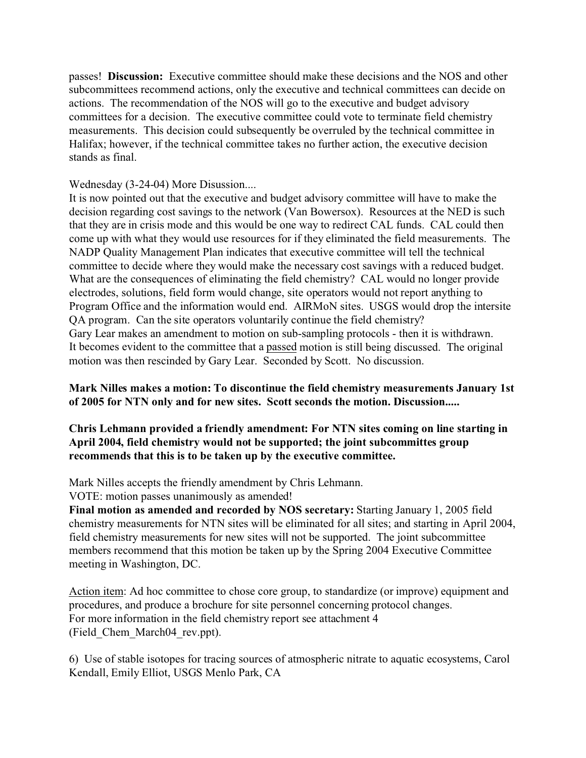passes! **Discussion:** Executive committee should make these decisions and the NOS and other subcommittees recommend actions, only the executive and technical committees can decide on actions. The recommendation of the NOS will go to the executive and budget advisory committees for a decision. The executive committee could vote to terminate field chemistry measurements. This decision could subsequently be overruled by the technical committee in Halifax; however, if the technical committee takes no further action, the executive decision stands as final.

Wednesday (3-24-04) More Disussion....

It is now pointed out that the executive and budget advisory committee will have to make the decision regarding cost savings to the network (Van Bowersox). Resources at the NED is such that they are in crisis mode and this would be one way to redirect CAL funds. CAL could then come up with what they would use resources for if they eliminated the field measurements. The NADP Quality Management Plan indicates that executive committee will tell the technical committee to decide where they would make the necessary cost savings with a reduced budget. What are the consequences of eliminating the field chemistry? CAL would no longer provide electrodes, solutions, field form would change, site operators would not report anything to Program Office and the information would end. AIRMoN sites. USGS would drop the intersite QA program. Can the site operators voluntarily continue the field chemistry?

Gary Lear makes an amendment to motion on sub-sampling protocols - then it is withdrawn. It becomes evident to the committee that a passed motion is still being discussed. The original motion was then rescinded by Gary Lear. Seconded by Scott. No discussion.

**Mark Nilles makes a motion: To discontinue the field chemistry measurements January 1st of 2005 for NTN only and for new sites. Scott seconds the motion. Discussion.....**

**Chris Lehmann provided a friendly amendment: For NTN sites coming on line starting in April 2004, field chemistry would not be supported; the joint subcommittes group recommends that this is to be taken up by the executive committee.**

Mark Nilles accepts the friendly amendment by Chris Lehmann.

VOTE: motion passes unanimously as amended!

**Final motion as amended and recorded by NOS secretary:** Starting January 1, 2005 field chemistry measurements for NTN sites will be eliminated for all sites; and starting in April 2004, field chemistry measurements for new sites will not be supported. The joint subcommittee members recommend that this motion be taken up by the Spring 2004 Executive Committee meeting in Washington, DC.

Action item: Ad hoc committee to chose core group, to standardize (or improve) equipment and procedures, and produce a brochure for site personnel concerning protocol changes. For more information in the field chemistry report see attachment 4 (Field_Chem_March04_rev.ppt).

6) Use of stable isotopes for tracing sources of atmospheric nitrate to aquatic ecosystems, Carol Kendall, Emily Elliot, USGS Menlo Park, CA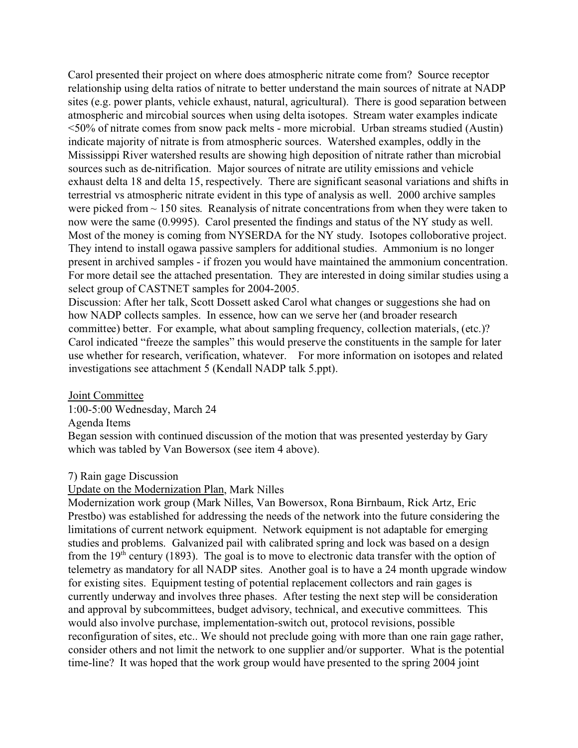Carol presented their project on where does atmospheric nitrate come from? Source receptor relationship using delta ratios of nitrate to better understand the main sources of nitrate at NADP sites (e.g. power plants, vehicle exhaust, natural, agricultural). There is good separation between atmospheric and mircobial sources when using delta isotopes. Stream water examples indicate <50% of nitrate comes from snow pack melts - more microbial. Urban streams studied (Austin) indicate majority of nitrate is from atmospheric sources. Watershed examples, oddly in the Mississippi River watershed results are showing high deposition of nitrate rather than microbial sources such as de-nitrification. Major sources of nitrate are utility emissions and vehicle exhaust delta 18 and delta 15, respectively. There are significant seasonal variations and shifts in terrestrial vs atmospheric nitrate evident in this type of analysis as well. 2000 archive samples were picked from ~ 150 sites. Reanalysis of nitrate concentrations from when they were taken to now were the same (0.9995). Carol presented the findings and status of the NY study as well. Most of the money is coming from NYSERDA for the NY study. Isotopes colloborative project. They intend to install ogawa passive samplers for additional studies. Ammonium is no longer present in archived samples - if frozen you would have maintained the ammonium concentration. For more detail see the attached presentation. They are interested in doing similar studies using a select group of CASTNET samples for 2004-2005.

Discussion: After her talk, Scott Dossett asked Carol what changes or suggestions she had on how NADP collects samples. In essence, how can we serve her (and broader research committee) better. For example, what about sampling frequency, collection materials, (etc.)? Carol indicated "freeze the samples" this would preserve the constituents in the sample for later use whether for research, verification, whatever. For more information on isotopes and related investigations see attachment 5 (Kendall NADP talk 5.ppt).

Joint Committee

1:00-5:00 Wednesday, March 24

Agenda Items

Began session with continued discussion of the motion that was presented yesterday by Gary which was tabled by Van Bowersox (see item 4 above).

7) Rain gage Discussion

Update on the Modernization Plan, Mark Nilles

Modernization work group (Mark Nilles, Van Bowersox, Rona Birnbaum, Rick Artz, Eric Prestbo) was established for addressing the needs of the network into the future considering the limitations of current network equipment. Network equipment is not adaptable for emerging studies and problems. Galvanized pail with calibrated spring and lock was based on a design from the 19th century (1893). The goal is to move to electronic data transfer with the option of telemetry as mandatory for all NADP sites. Another goal is to have a 24 month upgrade window for existing sites. Equipment testing of potential replacement collectors and rain gages is currently underway and involves three phases. After testing the next step will be consideration and approval by subcommittees, budget advisory, technical, and executive committees. This would also involve purchase, implementation-switch out, protocol revisions, possible reconfiguration of sites, etc.. We should not preclude going with more than one rain gage rather, consider others and not limit the network to one supplier and/or supporter. What is the potential time-line? It was hoped that the work group would have presented to the spring 2004 joint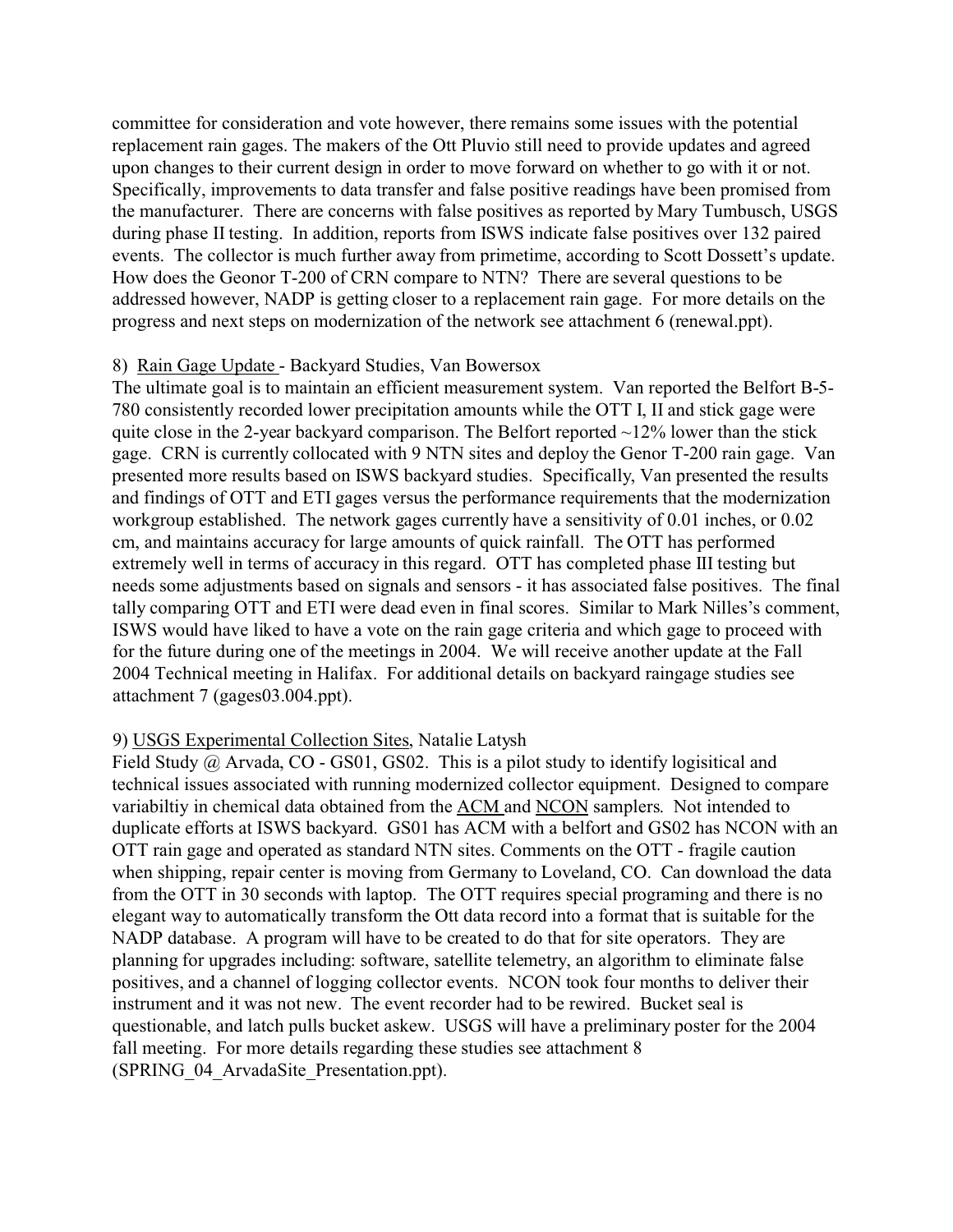committee for consideration and vote however, there remains some issues with the potential replacement rain gages. The makers of the Ott Pluvio still need to provide updates and agreed upon changes to their current design in order to move forward on whether to go with it or not. Specifically, improvements to data transfer and false positive readings have been promised from the manufacturer. There are concerns with false positives as reported by Mary Tumbusch, USGS during phase II testing. In addition, reports from ISWS indicate false positives over 132 paired events. The collector is much further away from primetime, according to Scott Dossett's update. How does the Geonor T-200 of CRN compare to NTN? There are several questions to be addressed however, NADP is getting closer to a replacement rain gage. For more details on the progress and next steps on modernization of the network see attachment 6 (renewal.ppt).

8) Rain Gage Update - Backyard Studies, Van Bowersox

The ultimate goal is to maintain an efficient measurement system. Van reported the Belfort B-5-780 consistently recorded lower precipitation amounts while the OTT I, II and stick gage were quite close in the 2-year backyard comparison. The Belfort reported ~12% lower than the stick gage. CRN is currently collocated with 9 NTN sites and deploy the Genor T-200 rain gage. Van presented more results based on ISWS backyard studies. Specifically, Van presented the results and findings of OTT and ETI gages versus the performance requirements that the modernization workgroup established. The network gages currently have a sensitivity of 0.01 inches, or 0.02 cm, and maintains accuracy for large amounts of quick rainfall. The OTT has performed extremely well in terms of accuracy in this regard. OTT has completed phase III testing but needs some adjustments based on signals and sensors - it has associated false positives. The final tally comparing OTT and ETI were dead even in final scores. Similar to Mark Nilles's comment, ISWS would have liked to have a vote on the rain gage criteria and which gage to proceed with for the future during one of the meetings in 2004. We will receive another update at the Fall 2004 Technical meeting in Halifax. For additional details on backyard raingage studies see attachment 7 (gages03.004.ppt).

9) USGS Experimental Collection Sites, Natalie Latysh

Field Study @ Arvada, CO - GS01, GS02. This is a pilot study to identify logisitical and technical issues associated with running modernized collector equipment. Designed to compare variabiltiy in chemical data obtained from the ACM and NCON samplers. Not intended to duplicate efforts at ISWS backyard. GS01 has ACM with a belfort and GS02 has NCON with an OTT rain gage and operated as standard NTN sites. Comments on the OTT - fragile caution when shipping, repair center is moving from Germany to Loveland, CO. Can download the data from the OTT in 30 seconds with laptop. The OTT requires special programing and there is no elegant way to automatically transform the Ott data record into a format that is suitable for the NADP database. A program will have to be created to do that for site operators. They are planning for upgrades including: software, satellite telemetry, an algorithm to eliminate false positives, and a channel of logging collector events. NCON took four months to deliver their instrument and it was not new. The event recorder had to be rewired. Bucket seal is questionable, and latch pulls bucket askew. USGS will have a preliminary poster for the 2004 fall meeting. For more details regarding these studies see attachment 8 (SPRING_04_ArvadaSite_Presentation.ppt).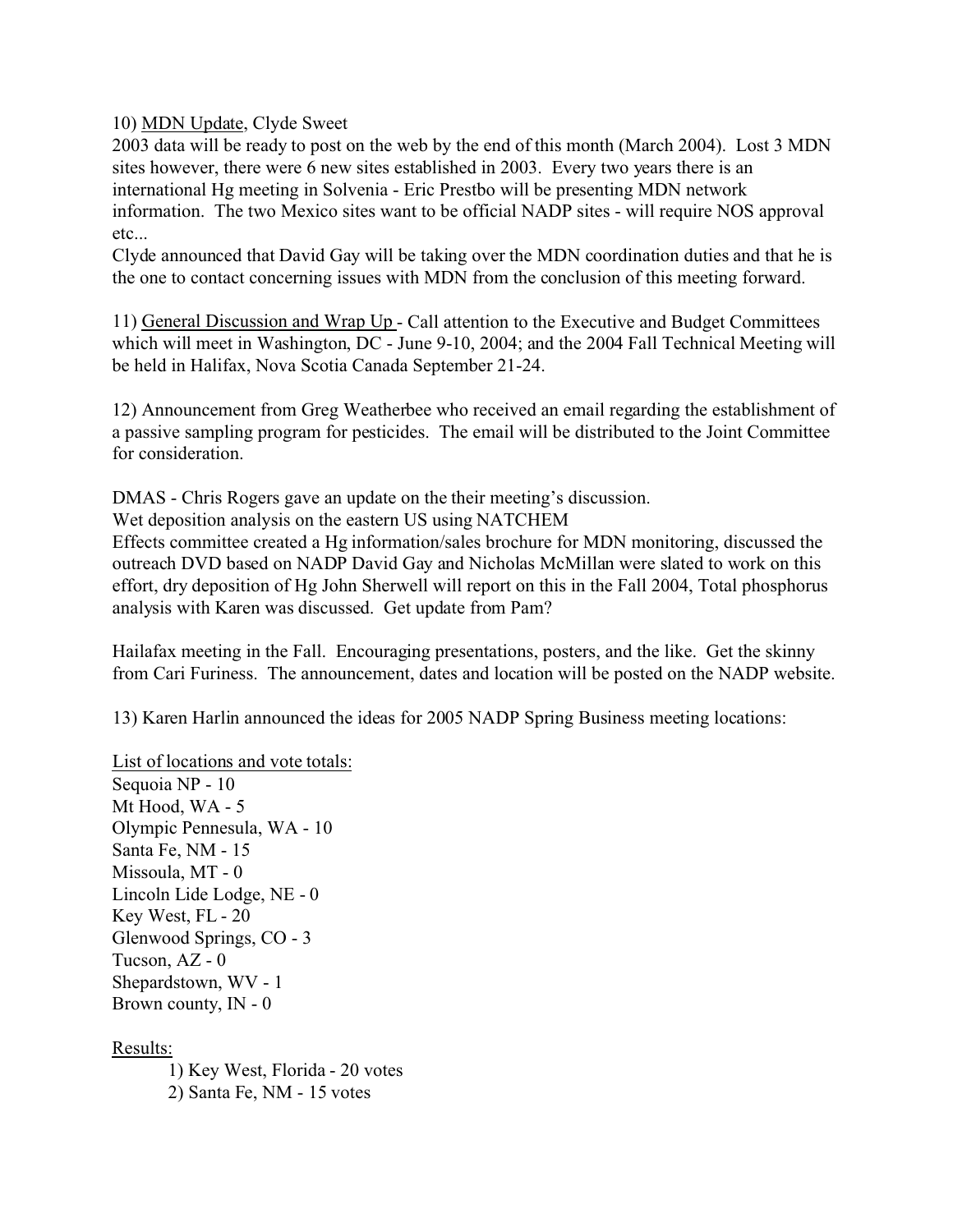10) <u>MDN Update</u>, Clyde Sweet
2003 data will be ready to post on the web by the end of this month (March 2004). Lost 3 MDN sites however, there were 6 new sites established in 2003. Every two years there is an international Hg meeting in Solvenia - Eric Prestbo will be presenting MDN network information. The two Mexico sites want to be official NADP sites - will require NOS approval etc...
Clyde announced that David Gay will be taking over the MDN coordination duties and that he is the one to contact concerning issues with MDN from the conclusion of this meeting forward.

11) <u>General Discussion and Wrap Up</u> - Call attention to the Executive and Budget Committees which will meet in Washington, DC - June 9-10, 2004; and the 2004 Fall Technical Meeting will be held in Halifax, Nova Scotia Canada September 21-24.

12) Announcement from Greg Weatherbee who received an email regarding the establishment of a passive sampling program for pesticides. The email will be distributed to the Joint Committee for consideration.

DMAS - Chris Rogers gave an update on the their meeting's discussion.
Wet deposition analysis on the eastern US using NATCHEM
Effects committee created a Hg information/sales brochure for MDN monitoring, discussed the outreach DVD based on NADP David Gay and Nicholas McMillan were slated to work on this effort, dry deposition of Hg John Sherwell will report on this in the Fall 2004, Total phosphorus analysis with Karen was discussed. Get update from Pam?

Hailafax meeting in the Fall. Encouraging presentations, posters, and the like. Get the skinny from Cari Furiness. The announcement, dates and location will be posted on the NADP website.

13) Karen Harlin announced the ideas for 2005 NADP Spring Business meeting locations:

<u>List of locations and vote totals:</u>
Sequoia NP - 10
Mt Hood, WA - 5
Olympic Pennesula, WA - 10
Santa Fe, NM - 15
Missoula, MT - 0
Lincoln Lide Lodge, NE - 0
Key West, FL - 20
Glenwood Springs, CO - 3
Tucson, AZ - 0
Shepardstown, WV - 1
Brown county, IN - 0

<u>Results:</u>
1) Key West, Florida - 20 votes
2) Santa Fe, NM - 15 votes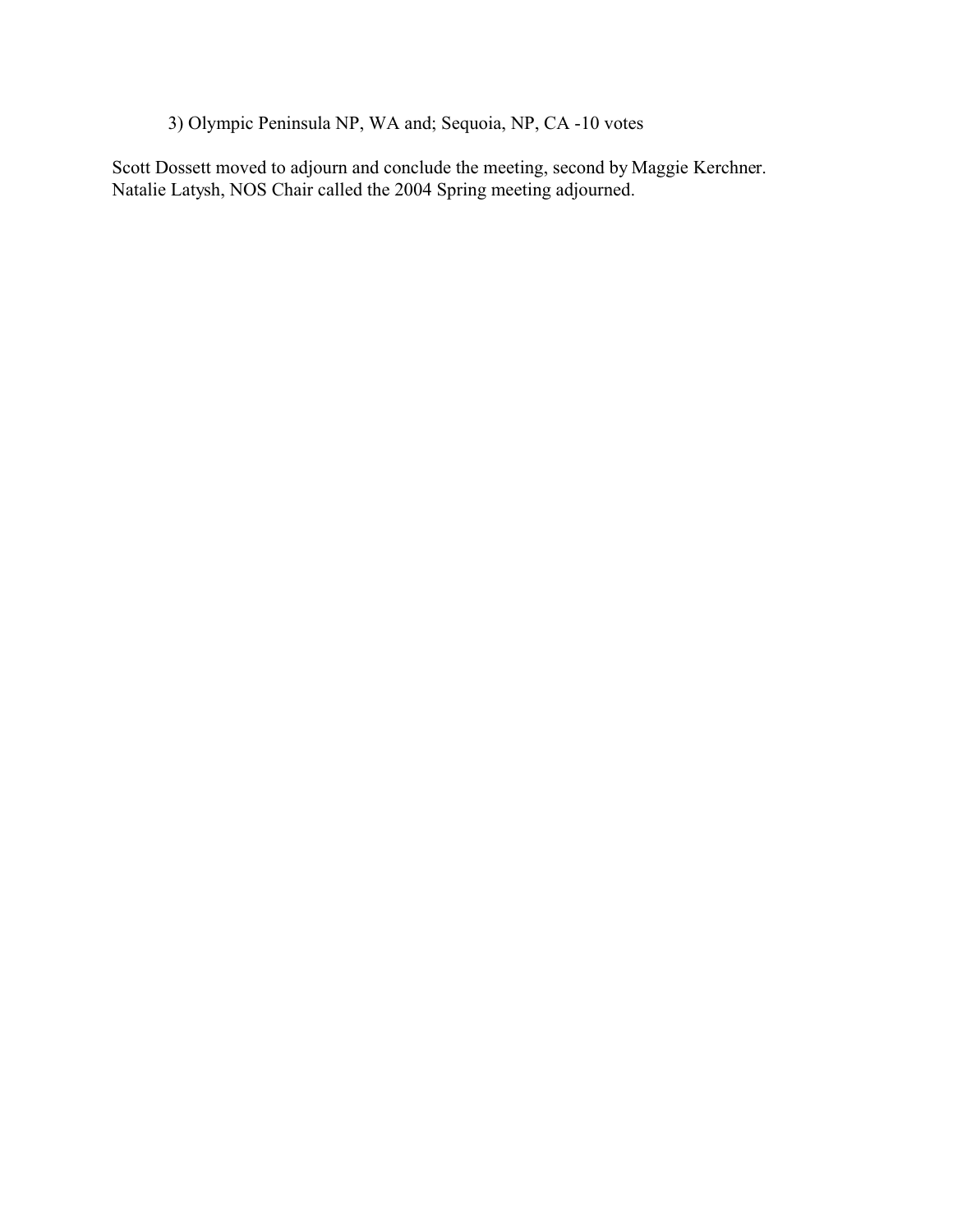3) Olympic Peninsula NP, WA and; Sequoia, NP, CA -10 votes

Scott Dossett moved to adjourn and conclude the meeting, second by Maggie Kerchner. Natalie Latysh, NOS Chair called the 2004 Spring meeting adjourned.